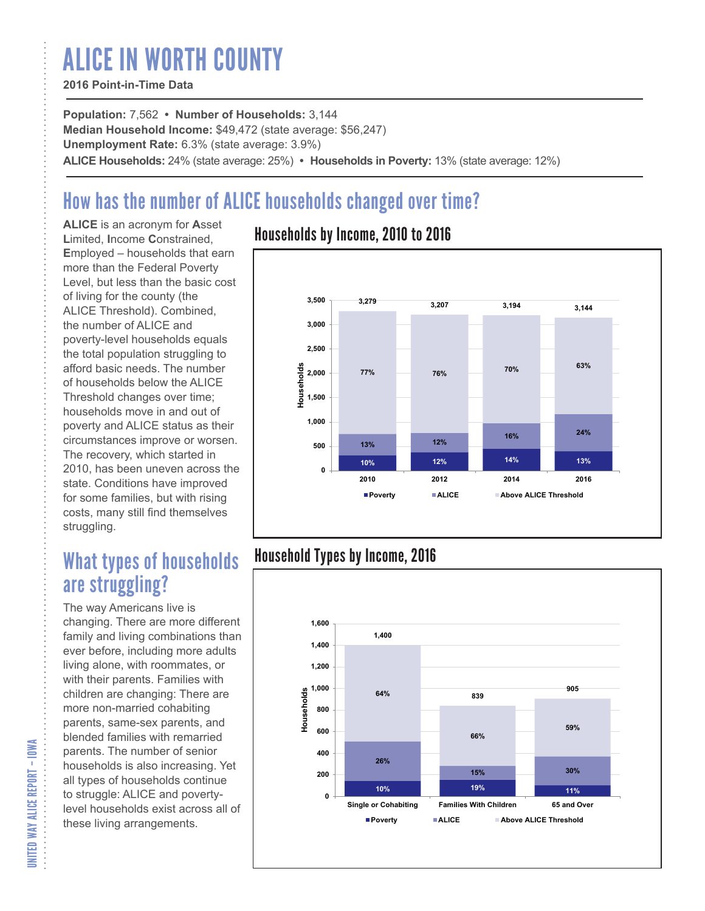# ALICE IN WORTH COUNTY

**2016 Point-in-Time Data**

**Population:** 7,562 • **Number of Households:** 3,144
**Median Household Income:** $49,472 (state average: $56,247)
**Unemployment Rate:** 6.3% (state average: 3.9%)
**ALICE Households:** 24% (state average: 25%) • **Households in Poverty:** 13% (state average: 12%)

## How has the number of ALICE households changed over time?

**ALICE** is an acronym for **A**sset **L**imited, **I**ncome **C**onstrained, **E**mployed – households that earn more than the Federal Poverty Level, but less than the basic cost of living for the county (the ALICE Threshold). Combined, the number of ALICE and poverty-level households equals the total population struggling to afford basic needs. The number of households below the ALICE Threshold changes over time; households move in and out of poverty and ALICE status as their circumstances improve or worsen. The recovery, which started in 2010, has been uneven across the state. Conditions have improved for some families, but with rising costs, many still find themselves struggling.

### Households by Income, 2010 to 2016

| Year | Total Households | Poverty | ALICE | Above ALICE Threshold |
|---|---|---|---|---|
| 2010 | 3,279 | 10% | 13% | 77% |
| 2012 | 3,207 | 12% | 12% | 76% |
| 2014 | 3,194 | 14% | 16% | 70% |
| 2016 | 3,144 | 13% | 24% | 63% |

## What types of households are struggling?

The way Americans live is changing. There are more different family and living combinations than ever before, including more adults living alone, with roommates, or with their parents. Families with children are changing: There are more non-married cohabiting parents, same-sex parents, and blended families with remarried parents. The number of senior households is also increasing. Yet all types of households continue to struggle: ALICE and poverty-level households exist across all of these living arrangements.

### Household Types by Income, 2016

| Household Type | Total Households | Poverty | ALICE | Above ALICE Threshold |
|---|---|---|---|---|
| Single or Cohabiting | 1,400 | 10% | 26% | 64% |
| Families With Children | 839 | 19% | 15% | 66% |
| 65 and Over | 905 | 11% | 30% | 59% |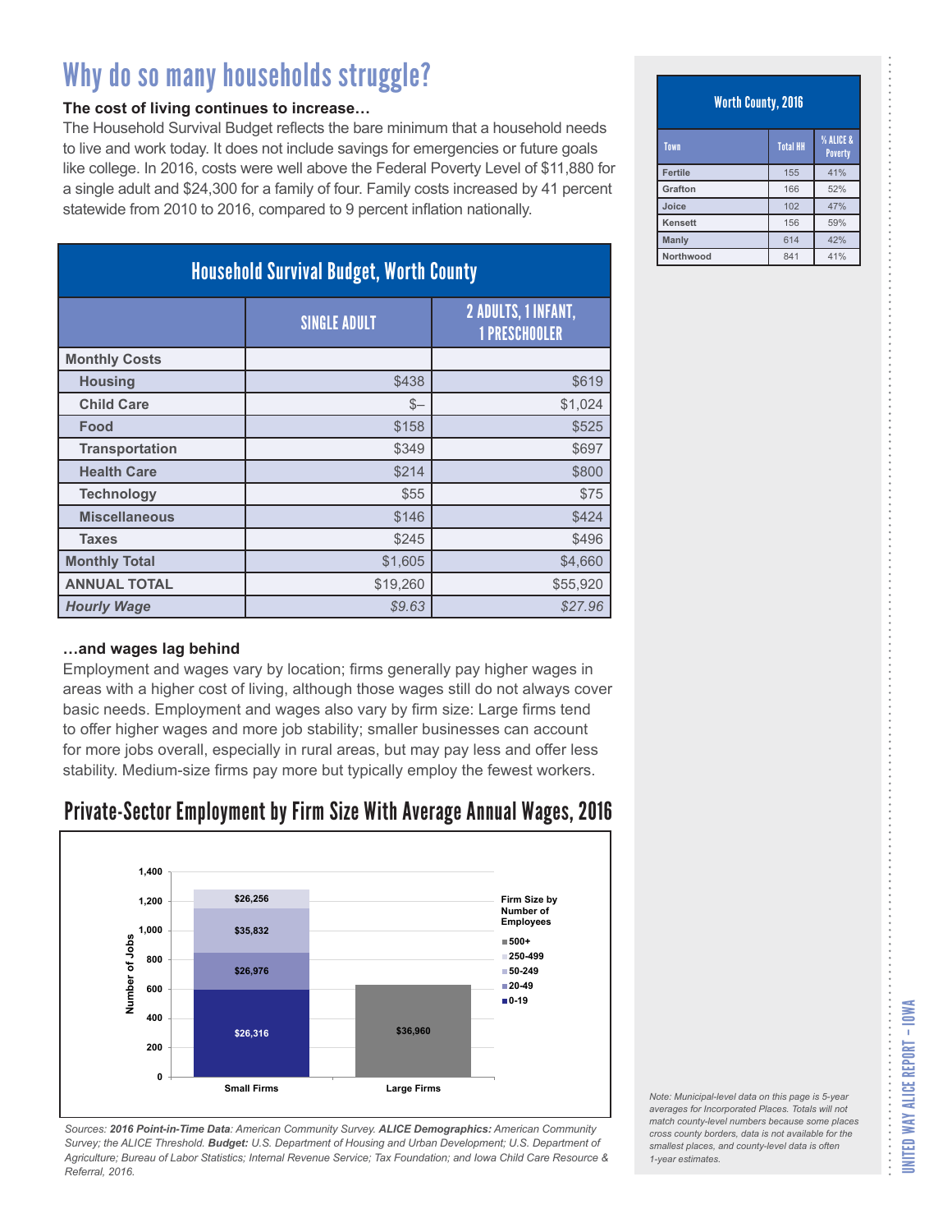# Why do so many households struggle?

**The cost of living continues to increase…**

The Household Survival Budget reflects the bare minimum that a household needs to live and work today. It does not include savings for emergencies or future goals like college. In 2016, costs were well above the Federal Poverty Level of $11,880 for a single adult and $24,300 for a family of four. Family costs increased by 41 percent statewide from 2010 to 2016, compared to 9 percent inflation nationally.

**Household Survival Budget, Worth County**

| | SINGLE ADULT | 2 ADULTS, 1 INFANT, 1 PRESCHOOLER |
|---|---|---|
| **Monthly Costs** | | |
| Housing | $438 | $619 |
| Child Care | $– | $1,024 |
| Food | $158 | $525 |
| Transportation | $349 | $697 |
| Health Care | $214 | $800 |
| Technology | $55 | $75 |
| Miscellaneous | $146 | $424 |
| Taxes | $245 | $496 |
| **Monthly Total** | $1,605 | $4,660 |
| **ANNUAL TOTAL** | $19,260 | $55,920 |
| ***Hourly Wage*** | *$9.63* | *$27.96* |

**…and wages lag behind**

Employment and wages vary by location; firms generally pay higher wages in areas with a higher cost of living, although those wages still do not always cover basic needs. Employment and wages also vary by firm size: Large firms tend to offer higher wages and more job stability; smaller businesses can account for more jobs overall, especially in rural areas, but may pay less and offer less stability. Medium-size firms pay more but typically employ the fewest workers.

## Private-Sector Employment by Firm Size With Average Annual Wages, 2016

Number of Jobs

1,400
1,200
1,000
800
600
400
200
0

Small Firms: $26,316; $26,976; $35,832; $26,256

Large Firms: $36,960

Firm Size by Number of Employees
500+
250-499
50-249
20-49
0-19

*Sources: **2016 Point-in-Time Data**: American Community Survey. **ALICE Demographics:** American Community Survey; the ALICE Threshold. **Budget:** U.S. Department of Housing and Urban Development; U.S. Department of Agriculture; Bureau of Labor Statistics; Internal Revenue Service; Tax Foundation; and Iowa Child Care Resource & Referral, 2016.*

**Worth County, 2016**

| Town | Total HH | % ALICE & Poverty |
|---|---|---|
| Fertile | 155 | 41% |
| Grafton | 166 | 52% |
| Joice | 102 | 47% |
| Kensett | 156 | 59% |
| Manly | 614 | 42% |
| Northwood | 841 | 41% |

*Note: Municipal-level data on this page is 5-year averages for Incorporated Places. Totals will not match county-level numbers because some places cross county borders, data is not available for the smallest places, and county-level data is often 1-year estimates.*